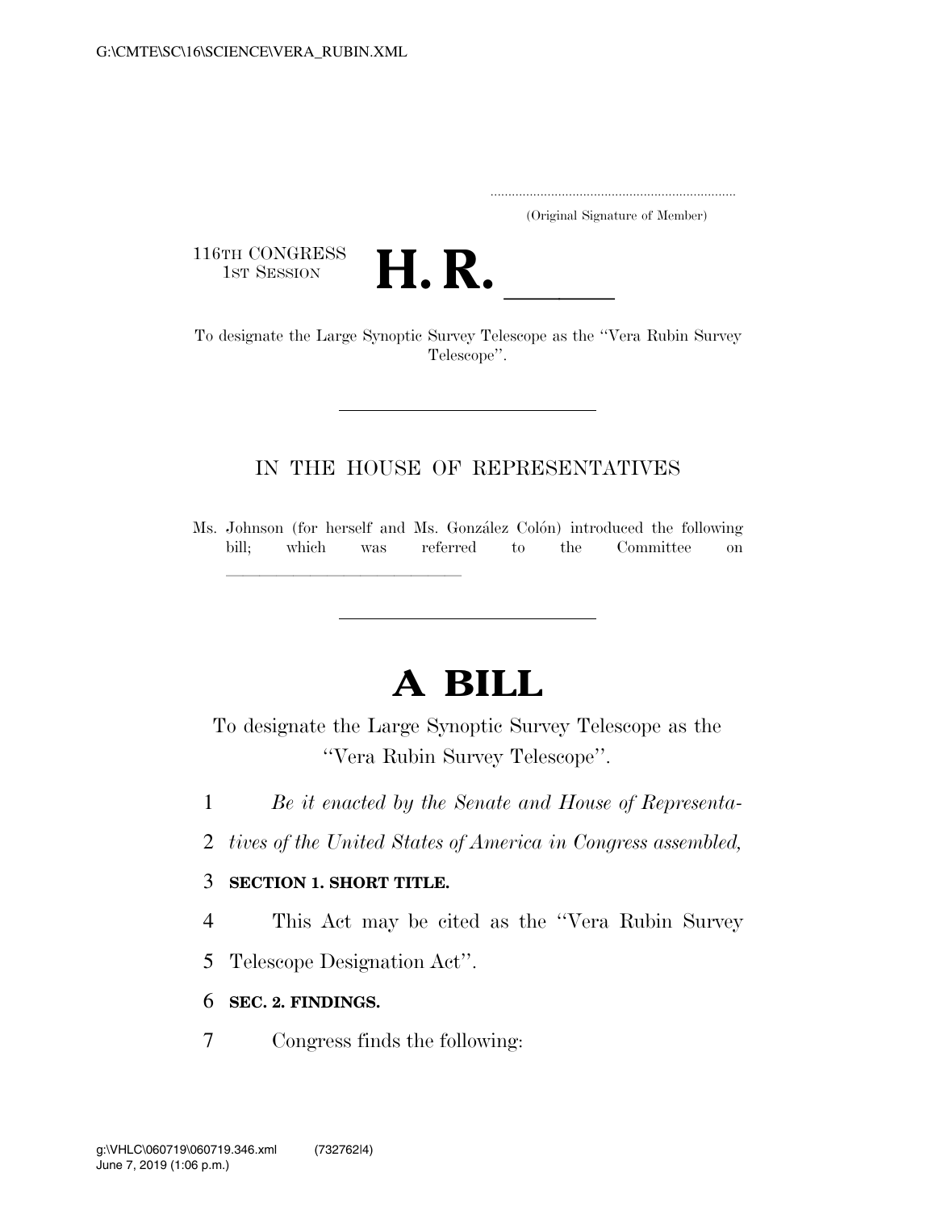G:\CMTE\SC\16\SCIENCE\VERA_RUBIN.XML

.....................................................................
(Original Signature of Member)

116TH CONGRESS
1ST SESSION

# H. R. \_\_\_\_\_\_

To designate the Large Synoptic Survey Telescope as the ''Vera Rubin Survey Telescope''.

---

IN THE HOUSE OF REPRESENTATIVES

Ms. Johnson (for herself and Ms. González Colón) introduced the following bill; which was referred to the Committee on \_\_\_\_\_\_\_\_\_\_\_\_\_\_\_\_\_\_\_\_\_\_\_\_\_\_\_\_\_\_

---

# A BILL

To designate the Large Synoptic Survey Telescope as the ''Vera Rubin Survey Telescope''.

1 *Be it enacted by the Senate and House of Representa-*
2 *tives of the United States of America in Congress assembled,*

3 **SECTION 1. SHORT TITLE.**

4 This Act may be cited as the ''Vera Rubin Survey
5 Telescope Designation Act''.

6 **SEC. 2. FINDINGS.**

7 Congress finds the following:

g:\VHLC\060719\060719.346.xml (732762|4)
June 7, 2019 (1:06 p.m.)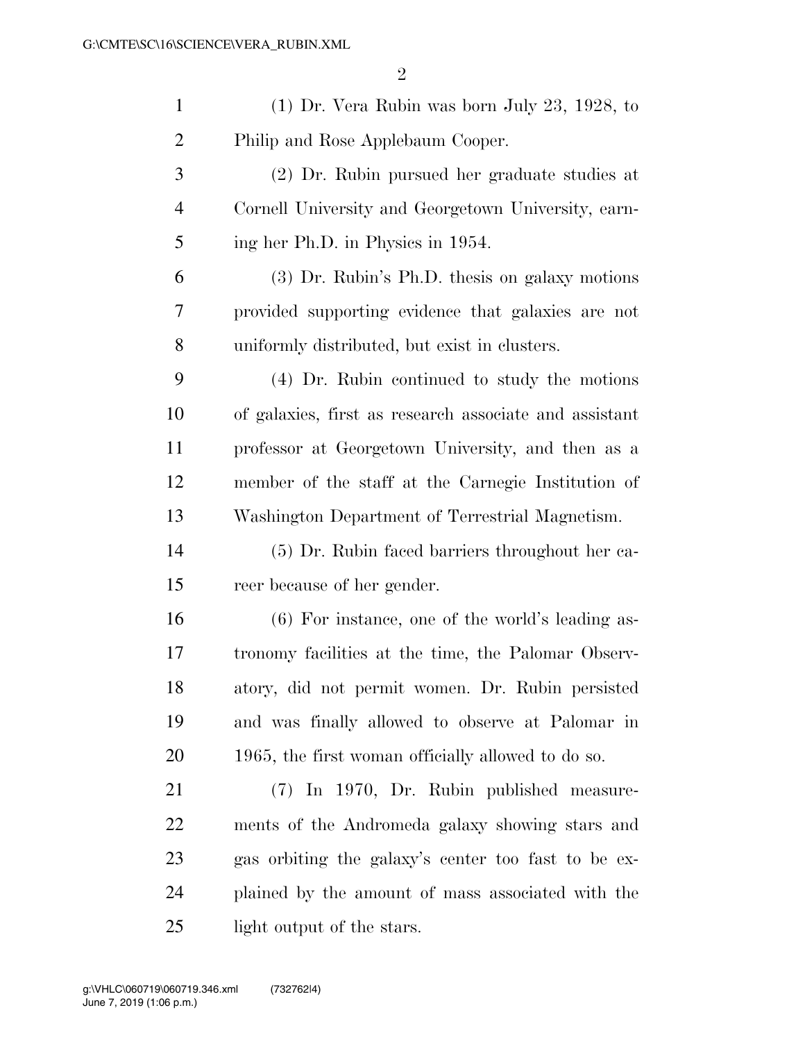(1) Dr. Vera Rubin was born July 23, 1928, to Philip and Rose Applebaum Cooper.

(2) Dr. Rubin pursued her graduate studies at Cornell University and Georgetown University, earning her Ph.D. in Physics in 1954.

(3) Dr. Rubin's Ph.D. thesis on galaxy motions provided supporting evidence that galaxies are not uniformly distributed, but exist in clusters.

(4) Dr. Rubin continued to study the motions of galaxies, first as research associate and assistant professor at Georgetown University, and then as a member of the staff at the Carnegie Institution of Washington Department of Terrestrial Magnetism.

(5) Dr. Rubin faced barriers throughout her career because of her gender.

(6) For instance, one of the world's leading astronomy facilities at the time, the Palomar Observatory, did not permit women. Dr. Rubin persisted and was finally allowed to observe at Palomar in 1965, the first woman officially allowed to do so.

(7) In 1970, Dr. Rubin published measurements of the Andromeda galaxy showing stars and gas orbiting the galaxy's center too fast to be explained by the amount of mass associated with the light output of the stars.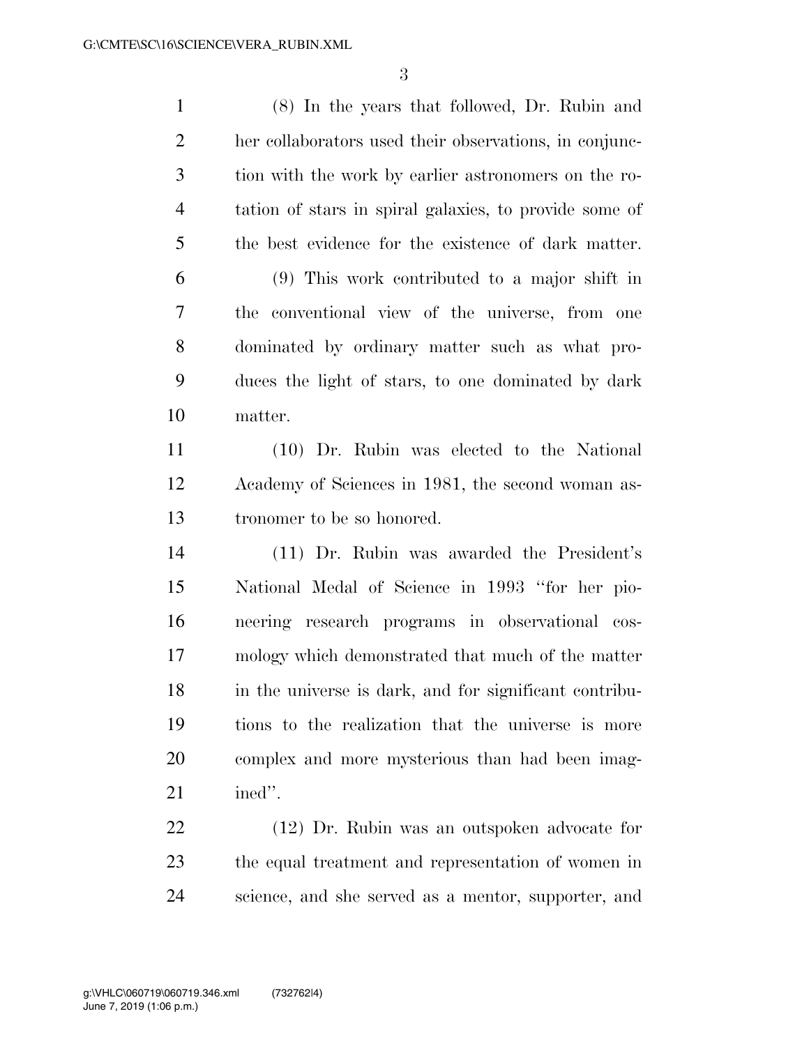(8) In the years that followed, Dr. Rubin and her collaborators used their observations, in conjunction with the work by earlier astronomers on the rotation of stars in spiral galaxies, to provide some of the best evidence for the existence of dark matter.

(9) This work contributed to a major shift in the conventional view of the universe, from one dominated by ordinary matter such as what produces the light of stars, to one dominated by dark matter.

(10) Dr. Rubin was elected to the National Academy of Sciences in 1981, the second woman astronomer to be so honored.

(11) Dr. Rubin was awarded the President's National Medal of Science in 1993 "for her pioneering research programs in observational cosmology which demonstrated that much of the matter in the universe is dark, and for significant contributions to the realization that the universe is more complex and more mysterious than had been imagined".

(12) Dr. Rubin was an outspoken advocate for the equal treatment and representation of women in science, and she served as a mentor, supporter, and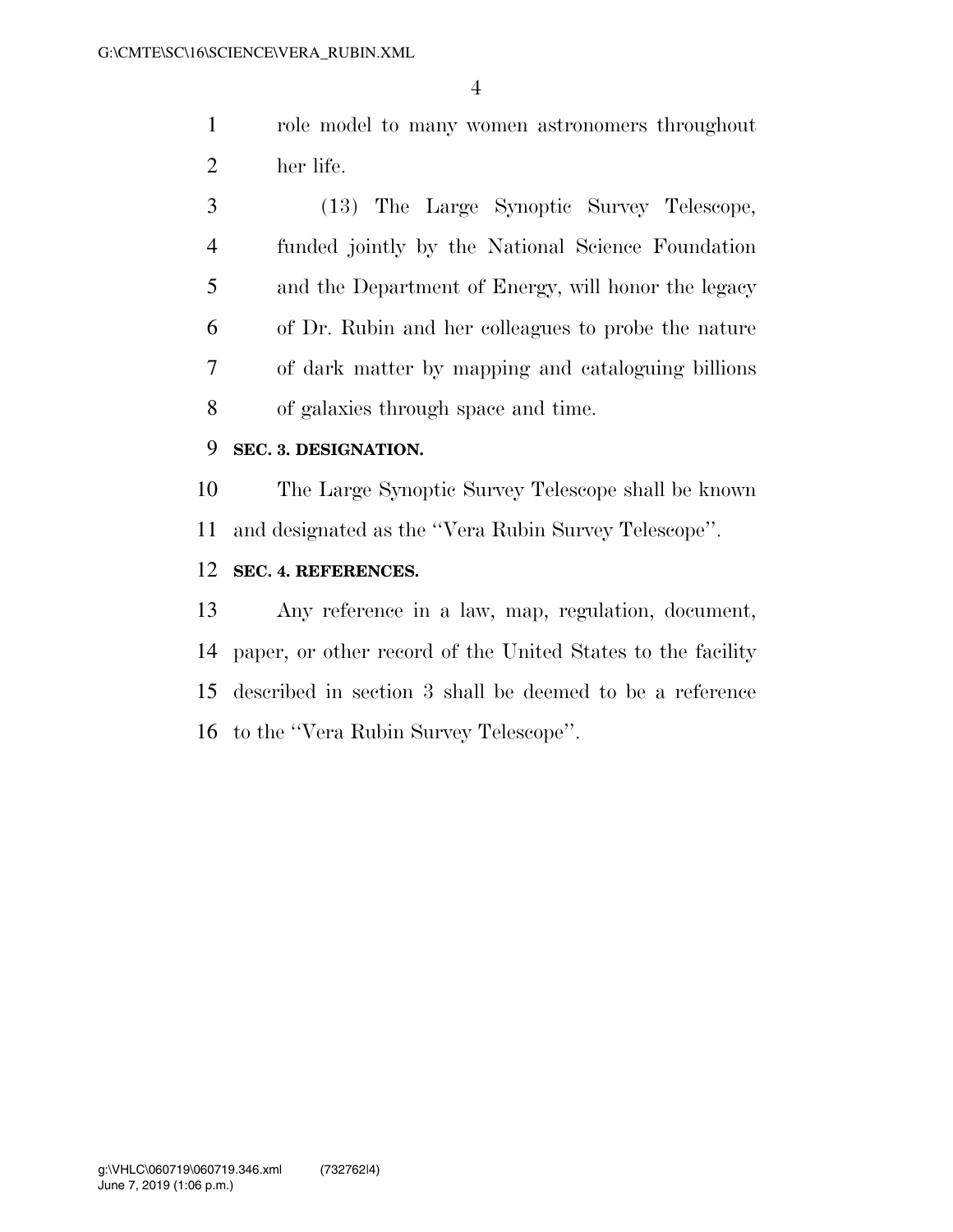role model to many women astronomers throughout her life.

(13) The Large Synoptic Survey Telescope, funded jointly by the National Science Foundation and the Department of Energy, will honor the legacy of Dr. Rubin and her colleagues to probe the nature of dark matter by mapping and cataloguing billions of galaxies through space and time.

**SEC. 3. DESIGNATION.**

The Large Synoptic Survey Telescope shall be known and designated as the ''Vera Rubin Survey Telescope''.

**SEC. 4. REFERENCES.**

Any reference in a law, map, regulation, document, paper, or other record of the United States to the facility described in section 3 shall be deemed to be a reference to the ''Vera Rubin Survey Telescope''.